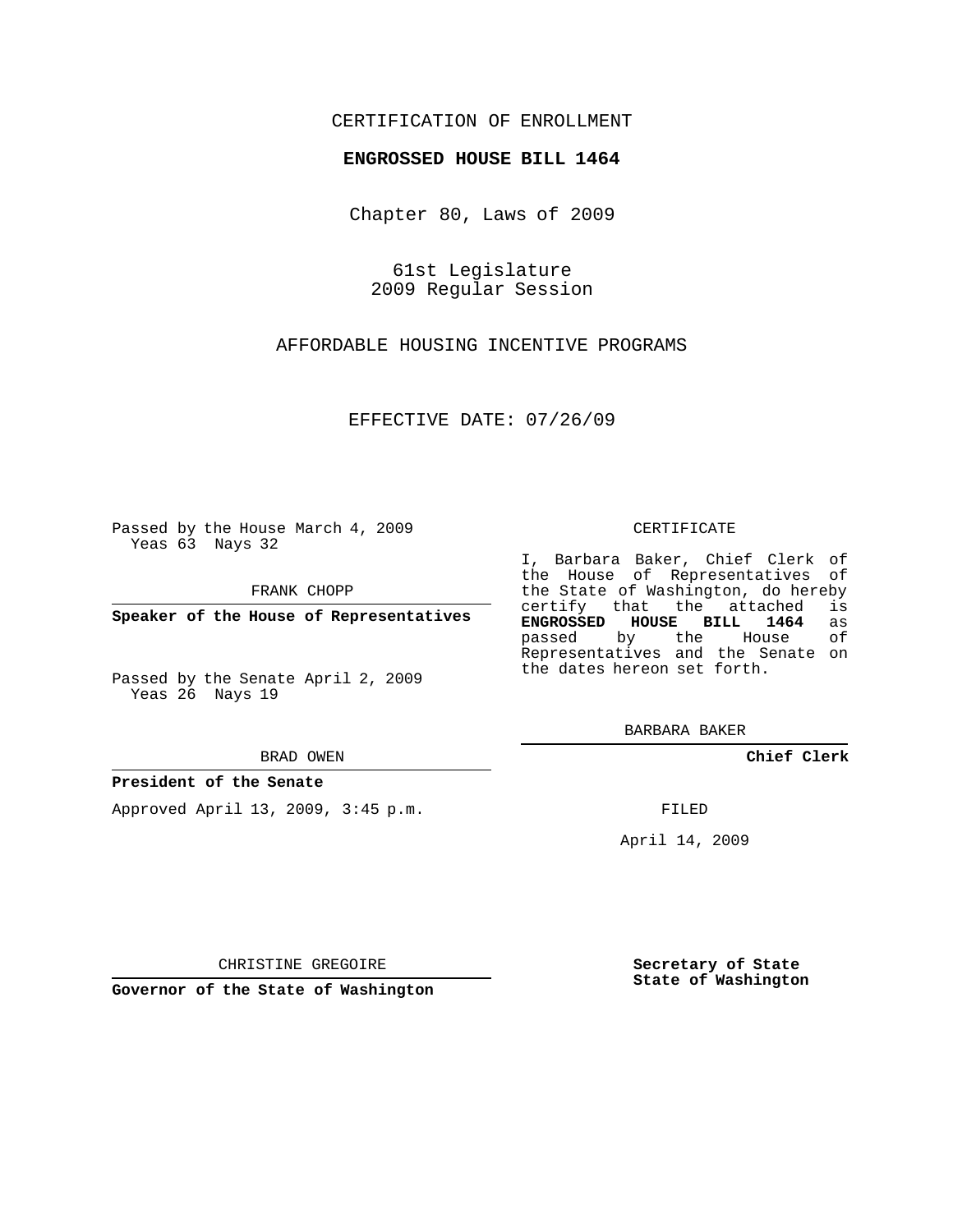CERTIFICATION OF ENROLLMENT

**ENGROSSED HOUSE BILL 1464**

Chapter 80, Laws of 2009

61st Legislature
2009 Regular Session

AFFORDABLE HOUSING INCENTIVE PROGRAMS

EFFECTIVE DATE: 07/26/09

Passed by the House March 4, 2009
Yeas 63 Nays 32

FRANK CHOPP

**Speaker of the House of Representatives**

Passed by the Senate April 2, 2009
Yeas 26 Nays 19

BRAD OWEN

**President of the Senate**

Approved April 13, 2009, 3:45 p.m.

CHRISTINE GREGOIRE

**Governor of the State of Washington**

CERTIFICATE

I, Barbara Baker, Chief Clerk of the House of Representatives of the State of Washington, do hereby certify that the attached is **ENGROSSED HOUSE BILL 1464** as passed by the House of Representatives and the Senate on the dates hereon set forth.

BARBARA BAKER

**Chief Clerk**

FILED

April 14, 2009

**Secretary of State**
**State of Washington**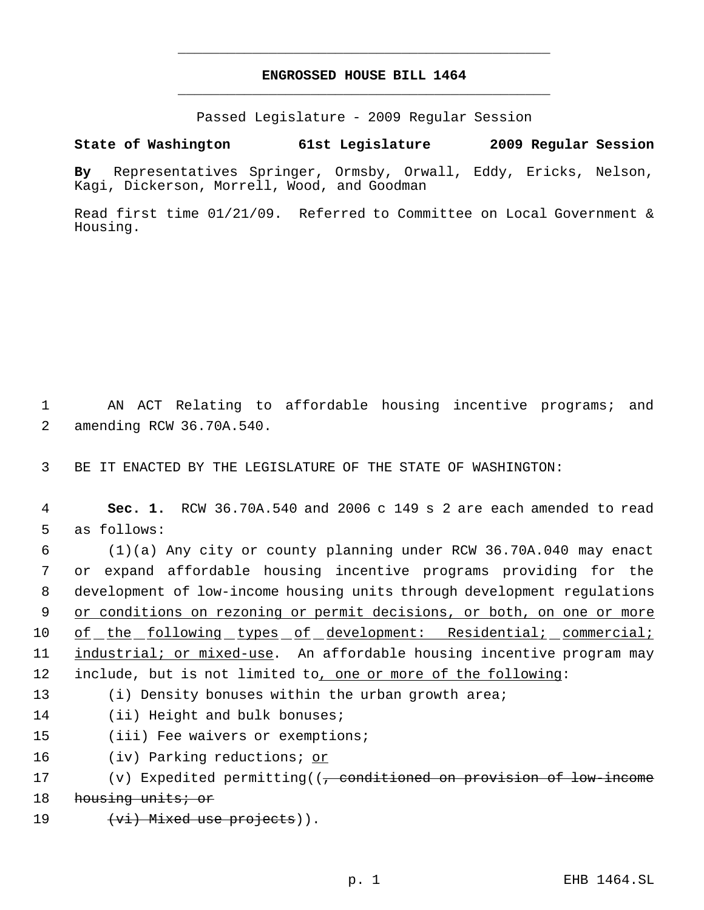# ENGROSSED HOUSE BILL 1464

Passed Legislature - 2009 Regular Session

**State of Washington 61st Legislature 2009 Regular Session**

**By** Representatives Springer, Ormsby, Orwall, Eddy, Ericks, Nelson, Kagi, Dickerson, Morrell, Wood, and Goodman

Read first time 01/21/09. Referred to Committee on Local Government & Housing.

1 AN ACT Relating to affordable housing incentive programs; and
2 amending RCW 36.70A.540.

3 BE IT ENACTED BY THE LEGISLATURE OF THE STATE OF WASHINGTON:

4 **Sec. 1.** RCW 36.70A.540 and 2006 c 149 s 2 are each amended to read
5 as follows:

6 (1)(a) Any city or county planning under RCW 36.70A.040 may enact
7 or expand affordable housing incentive programs providing for the
8 development of low-income housing units through development regulations
9 <u>or conditions on rezoning or permit decisions, or both, on one or more</u>
10 <u>of the following types of development: Residential; commercial;</u>
11 <u>industrial; or mixed-use</u>. An affordable housing incentive program may
12 include, but is not limited to<u>, one or more of the following</u>:

13 (i) Density bonuses within the urban growth area;

14 (ii) Height and bulk bonuses;

15 (iii) Fee waivers or exemptions;

16 (iv) Parking reductions; <u>or</u>

17 (v) Expedited permitting((~~, conditioned on provision of low-income~~
18 ~~housing units; or~~

19 ~~(vi) Mixed use projects~~)).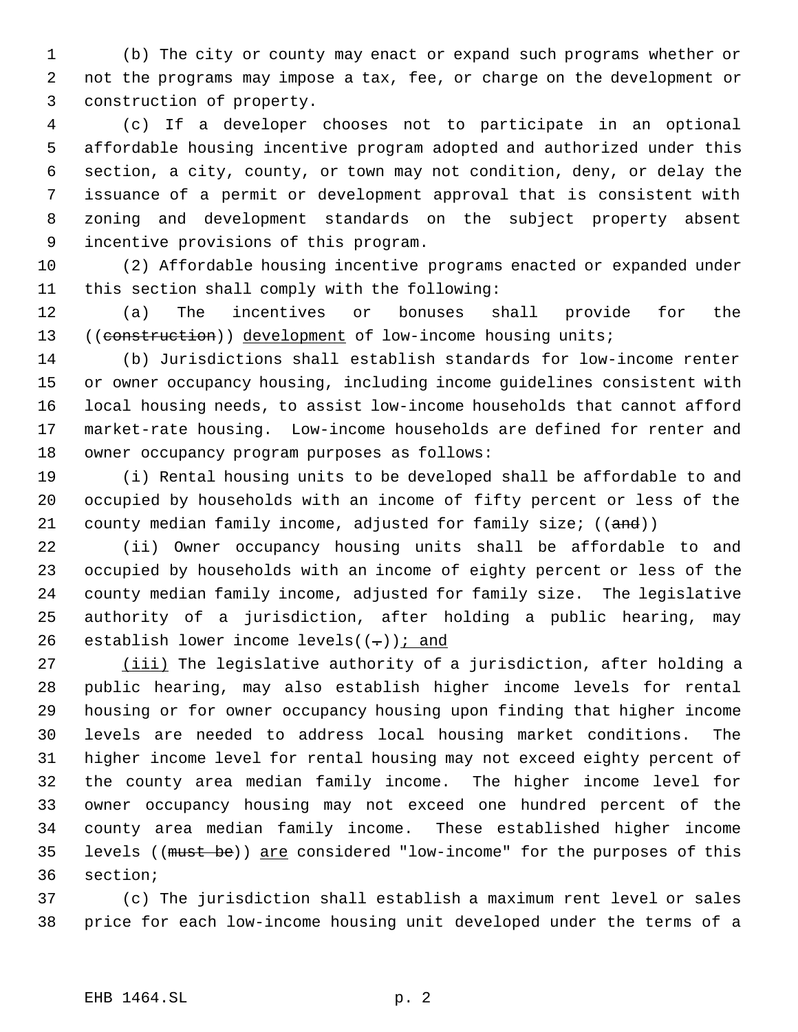(b) The city or county may enact or expand such programs whether or not the programs may impose a tax, fee, or charge on the development or construction of property.

(c) If a developer chooses not to participate in an optional affordable housing incentive program adopted and authorized under this section, a city, county, or town may not condition, deny, or delay the issuance of a permit or development approval that is consistent with zoning and development standards on the subject property absent incentive provisions of this program.

(2) Affordable housing incentive programs enacted or expanded under this section shall comply with the following:

(a) The incentives or bonuses shall provide for the ((~~construction~~)) development of low-income housing units;

(b) Jurisdictions shall establish standards for low-income renter or owner occupancy housing, including income guidelines consistent with local housing needs, to assist low-income households that cannot afford market-rate housing. Low-income households are defined for renter and owner occupancy program purposes as follows:

(i) Rental housing units to be developed shall be affordable to and occupied by households with an income of fifty percent or less of the county median family income, adjusted for family size; ((~~and~~))

(ii) Owner occupancy housing units shall be affordable to and occupied by households with an income of eighty percent or less of the county median family income, adjusted for family size. The legislative authority of a jurisdiction, after holding a public hearing, may establish lower income levels((~~.~~)); and

(iii) The legislative authority of a jurisdiction, after holding a public hearing, may also establish higher income levels for rental housing or for owner occupancy housing upon finding that higher income levels are needed to address local housing market conditions. The higher income level for rental housing may not exceed eighty percent of the county area median family income. The higher income level for owner occupancy housing may not exceed one hundred percent of the county area median family income. These established higher income levels ((~~must be~~)) are considered "low-income" for the purposes of this section;

(c) The jurisdiction shall establish a maximum rent level or sales price for each low-income housing unit developed under the terms of a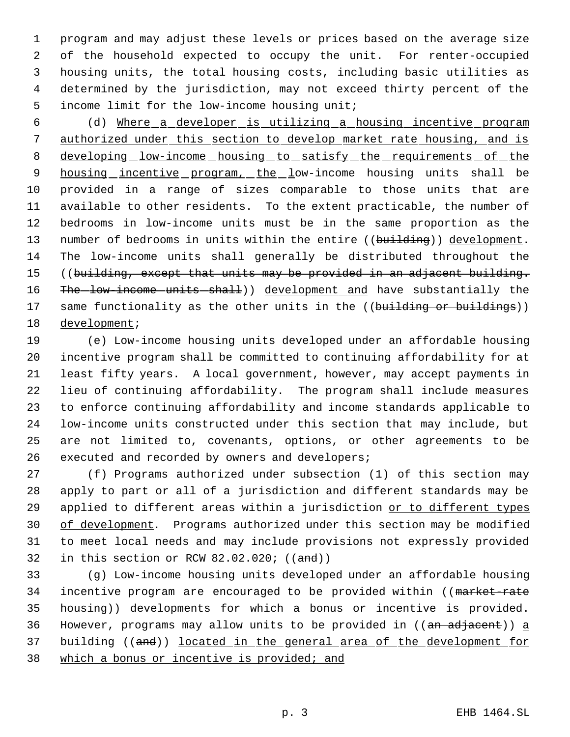program and may adjust these levels or prices based on the average size of the household expected to occupy the unit. For renter-occupied housing units, the total housing costs, including basic utilities as determined by the jurisdiction, may not exceed thirty percent of the income limit for the low-income housing unit;

(d) Where a developer is utilizing a housing incentive program authorized under this section to develop market rate housing, and is developing low-income housing to satisfy the requirements of the housing incentive program, the low-income housing units shall be provided in a range of sizes comparable to those units that are available to other residents. To the extent practicable, the number of bedrooms in low-income units must be in the same proportion as the number of bedrooms in units within the entire ((~~building~~)) development. The low-income units shall generally be distributed throughout the ((~~building, except that units may be provided in an adjacent building. The low-income units shall~~)) development and have substantially the same functionality as the other units in the ((~~building or buildings~~)) development;

(e) Low-income housing units developed under an affordable housing incentive program shall be committed to continuing affordability for at least fifty years. A local government, however, may accept payments in lieu of continuing affordability. The program shall include measures to enforce continuing affordability and income standards applicable to low-income units constructed under this section that may include, but are not limited to, covenants, options, or other agreements to be executed and recorded by owners and developers;

(f) Programs authorized under subsection (1) of this section may apply to part or all of a jurisdiction and different standards may be applied to different areas within a jurisdiction or to different types of development. Programs authorized under this section may be modified to meet local needs and may include provisions not expressly provided in this section or RCW 82.02.020; ((~~and~~))

(g) Low-income housing units developed under an affordable housing incentive program are encouraged to be provided within ((~~market-rate housing~~)) developments for which a bonus or incentive is provided. However, programs may allow units to be provided in ((~~an adjacent~~)) a building ((~~and~~)) located in the general area of the development for which a bonus or incentive is provided; and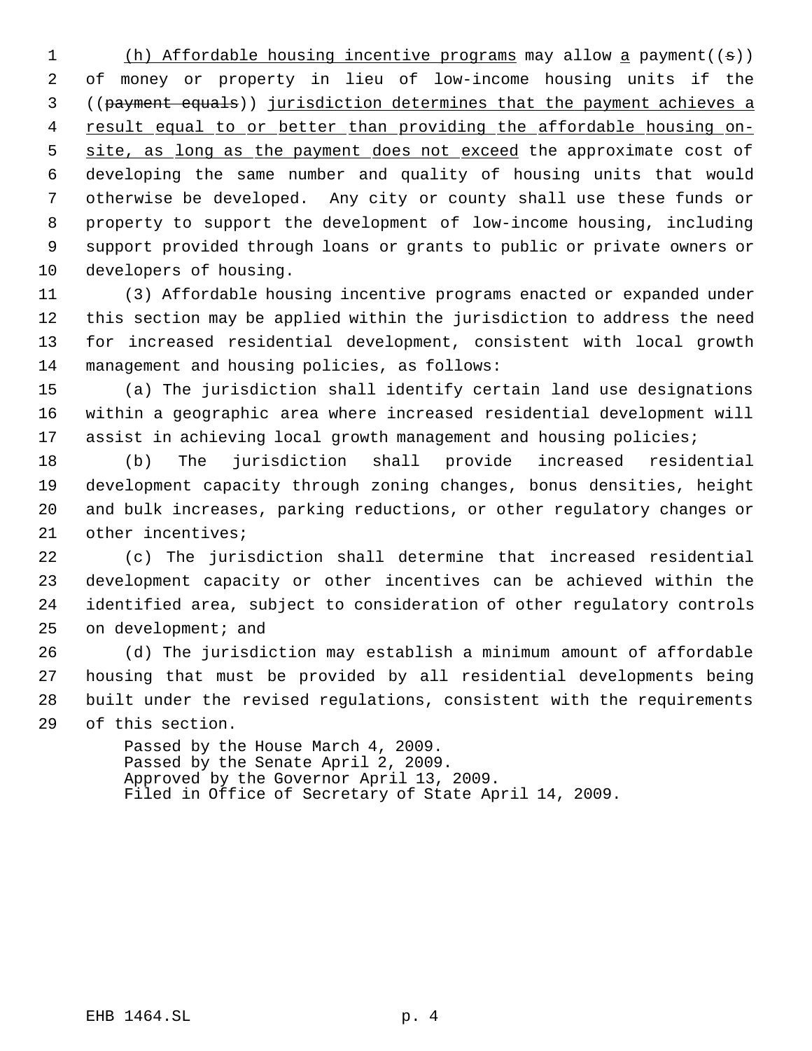(h) Affordable housing incentive programs may allow a payment((s)) of money or property in lieu of low-income housing units if the ((payment equals)) jurisdiction determines that the payment achieves a result equal to or better than providing the affordable housing on-site, as long as the payment does not exceed the approximate cost of developing the same number and quality of housing units that would otherwise be developed. Any city or county shall use these funds or property to support the development of low-income housing, including support provided through loans or grants to public or private owners or developers of housing.

(3) Affordable housing incentive programs enacted or expanded under this section may be applied within the jurisdiction to address the need for increased residential development, consistent with local growth management and housing policies, as follows:

(a) The jurisdiction shall identify certain land use designations within a geographic area where increased residential development will assist in achieving local growth management and housing policies;

(b) The jurisdiction shall provide increased residential development capacity through zoning changes, bonus densities, height and bulk increases, parking reductions, or other regulatory changes or other incentives;

(c) The jurisdiction shall determine that increased residential development capacity or other incentives can be achieved within the identified area, subject to consideration of other regulatory controls on development; and

(d) The jurisdiction may establish a minimum amount of affordable housing that must be provided by all residential developments being built under the revised regulations, consistent with the requirements of this section.

Passed by the House March 4, 2009.
Passed by the Senate April 2, 2009.
Approved by the Governor April 13, 2009.
Filed in Office of Secretary of State April 14, 2009.